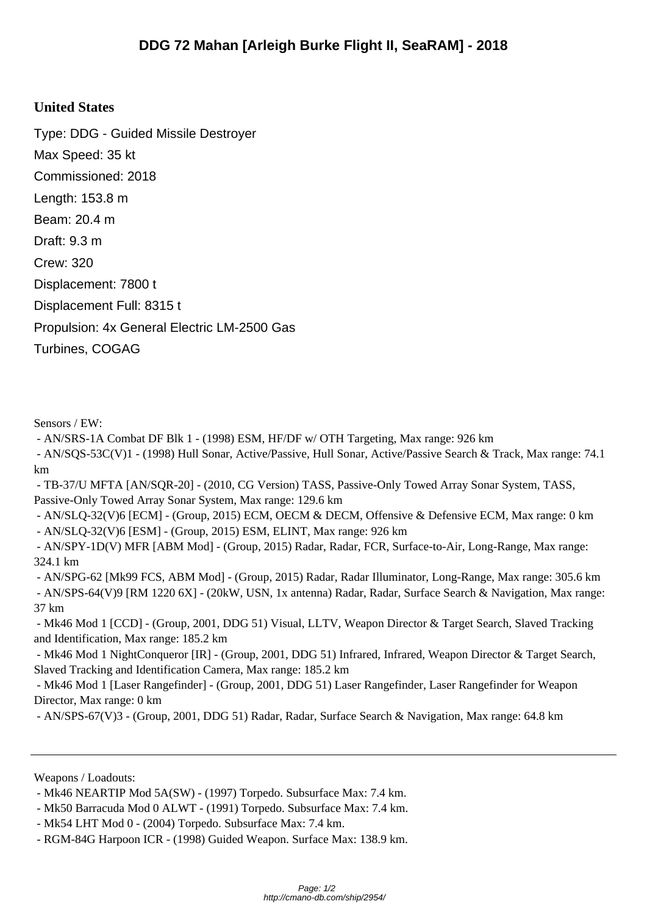# DDG 72 Mahan [Arleigh Burke Flight II, SeaRAM] - 2018

## United States

Type: DDG - Guided Missile Destroyer

Max Speed: 35 kt

Commissioned: 2018

Length: 153.8 m

Beam: 20.4 m

Draft: 9.3 m

Crew: 320

Displacement: 7800 t

Displacement Full: 8315 t

Propulsion: 4x General Electric LM-2500 Gas Turbines, COGAG

Sensors / EW:

- AN/SRS-1A Combat DF Blk 1 - (1998) ESM, HF/DF w/ OTH Targeting, Max range: 926 km
- AN/SQS-53C(V)1 - (1998) Hull Sonar, Active/Passive, Hull Sonar, Active/Passive Search & Track, Max range: 74.1 km
- TB-37/U MFTA [AN/SQR-20] - (2010, CG Version) TASS, Passive-Only Towed Array Sonar System, TASS, Passive-Only Towed Array Sonar System, Max range: 129.6 km
- AN/SLQ-32(V)6 [ECM] - (Group, 2015) ECM, OECM & DECM, Offensive & Defensive ECM, Max range: 0 km
- AN/SLQ-32(V)6 [ESM] - (Group, 2015) ESM, ELINT, Max range: 926 km
- AN/SPY-1D(V) MFR [ABM Mod] - (Group, 2015) Radar, Radar, FCR, Surface-to-Air, Long-Range, Max range: 324.1 km
- AN/SPG-62 [Mk99 FCS, ABM Mod] - (Group, 2015) Radar, Radar Illuminator, Long-Range, Max range: 305.6 km
- AN/SPS-64(V)9 [RM 1220 6X] - (20kW, USN, 1x antenna) Radar, Radar, Surface Search & Navigation, Max range: 37 km
- Mk46 Mod 1 [CCD] - (Group, 2001, DDG 51) Visual, LLTV, Weapon Director & Target Search, Slaved Tracking and Identification, Max range: 185.2 km
- Mk46 Mod 1 NightConqueror [IR] - (Group, 2001, DDG 51) Infrared, Infrared, Weapon Director & Target Search, Slaved Tracking and Identification Camera, Max range: 185.2 km
- Mk46 Mod 1 [Laser Rangefinder] - (Group, 2001, DDG 51) Laser Rangefinder, Laser Rangefinder for Weapon Director, Max range: 0 km
- AN/SPS-67(V)3 - (Group, 2001, DDG 51) Radar, Radar, Surface Search & Navigation, Max range: 64.8 km

---

Weapons / Loadouts:

- Mk46 NEARTIP Mod 5A(SW) - (1997) Torpedo. Subsurface Max: 7.4 km.
- Mk50 Barracuda Mod 0 ALWT - (1991) Torpedo. Subsurface Max: 7.4 km.
- Mk54 LHT Mod 0 - (2004) Torpedo. Subsurface Max: 7.4 km.
- RGM-84G Harpoon ICR - (1998) Guided Weapon. Surface Max: 138.9 km.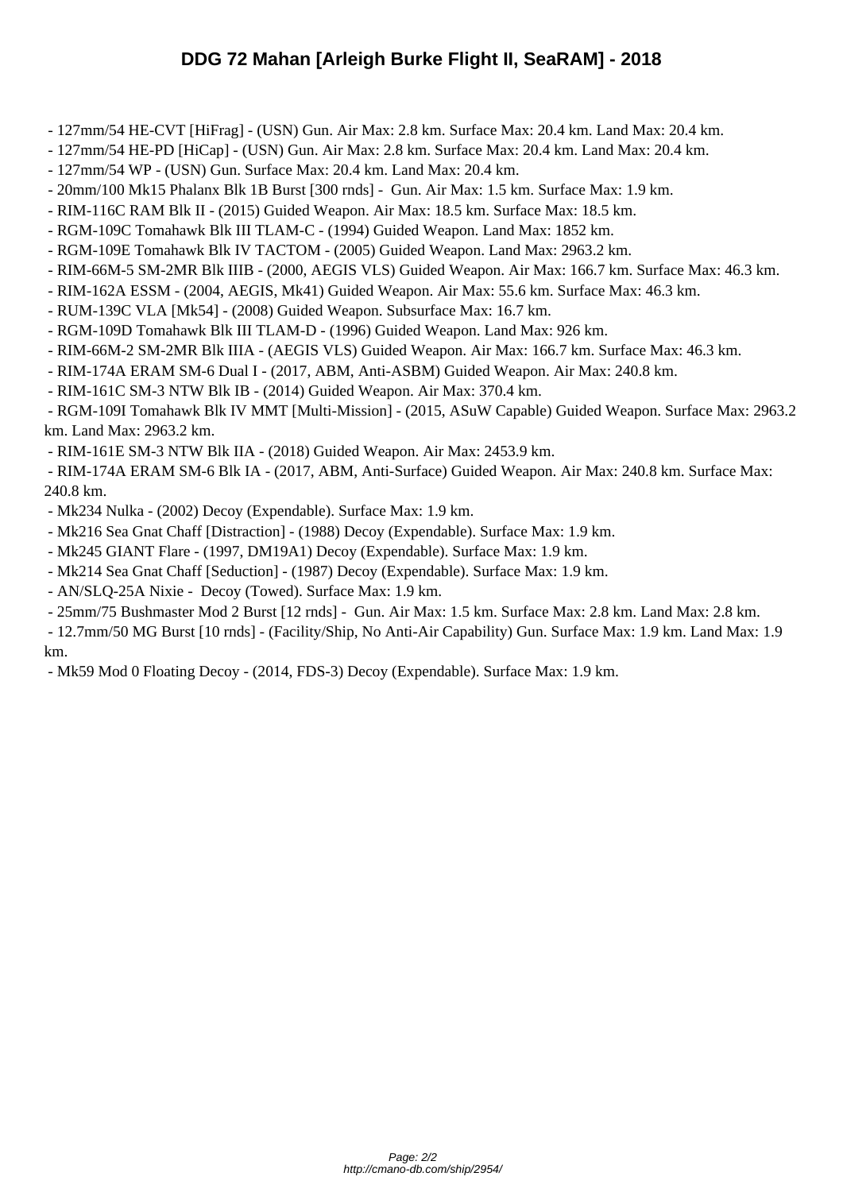- 127mm/54 HE-CVT [HiFrag] - (USN) Gun. Air Max: 2.8 km. Surface Max: 20.4 km. Land Max: 20.4 km.
- 127mm/54 HE-PD [HiCap] - (USN) Gun. Air Max: 2.8 km. Surface Max: 20.4 km. Land Max: 20.4 km.
- 127mm/54 WP - (USN) Gun. Surface Max: 20.4 km. Land Max: 20.4 km.
- 20mm/100 Mk15 Phalanx Blk 1B Burst [300 rnds] - Gun. Air Max: 1.5 km. Surface Max: 1.9 km.
- RIM-116C RAM Blk II - (2015) Guided Weapon. Air Max: 18.5 km. Surface Max: 18.5 km.
- RGM-109C Tomahawk Blk III TLAM-C - (1994) Guided Weapon. Land Max: 1852 km.
- RGM-109E Tomahawk Blk IV TACTOM - (2005) Guided Weapon. Land Max: 2963.2 km.
- RIM-66M-5 SM-2MR Blk IIIB - (2000, AEGIS VLS) Guided Weapon. Air Max: 166.7 km. Surface Max: 46.3 km.
- RIM-162A ESSM - (2004, AEGIS, Mk41) Guided Weapon. Air Max: 55.6 km. Surface Max: 46.3 km.
- RUM-139C VLA [Mk54] - (2008) Guided Weapon. Subsurface Max: 16.7 km.
- RGM-109D Tomahawk Blk III TLAM-D - (1996) Guided Weapon. Land Max: 926 km.
- RIM-66M-2 SM-2MR Blk IIIA - (AEGIS VLS) Guided Weapon. Air Max: 166.7 km. Surface Max: 46.3 km.
- RIM-174A ERAM SM-6 Dual I - (2017, ABM, Anti-ASBM) Guided Weapon. Air Max: 240.8 km.
- RIM-161C SM-3 NTW Blk IB - (2014) Guided Weapon. Air Max: 370.4 km.
- RGM-109I Tomahawk Blk IV MMT [Multi-Mission] - (2015, ASuW Capable) Guided Weapon. Surface Max: 2963.2 km. Land Max: 2963.2 km.
- RIM-161E SM-3 NTW Blk IIA - (2018) Guided Weapon. Air Max: 2453.9 km.
- RIM-174A ERAM SM-6 Blk IA - (2017, ABM, Anti-Surface) Guided Weapon. Air Max: 240.8 km. Surface Max: 240.8 km.
- Mk234 Nulka - (2002) Decoy (Expendable). Surface Max: 1.9 km.
- Mk216 Sea Gnat Chaff [Distraction] - (1988) Decoy (Expendable). Surface Max: 1.9 km.
- Mk245 GIANT Flare - (1997, DM19A1) Decoy (Expendable). Surface Max: 1.9 km.
- Mk214 Sea Gnat Chaff [Seduction] - (1987) Decoy (Expendable). Surface Max: 1.9 km.
- AN/SLQ-25A Nixie - Decoy (Towed). Surface Max: 1.9 km.
- 25mm/75 Bushmaster Mod 2 Burst [12 rnds] - Gun. Air Max: 1.5 km. Surface Max: 2.8 km. Land Max: 2.8 km.
- 12.7mm/50 MG Burst [10 rnds] - (Facility/Ship, No Anti-Air Capability) Gun. Surface Max: 1.9 km. Land Max: 1.9 km.
- Mk59 Mod 0 Floating Decoy - (2014, FDS-3) Decoy (Expendable). Surface Max: 1.9 km.